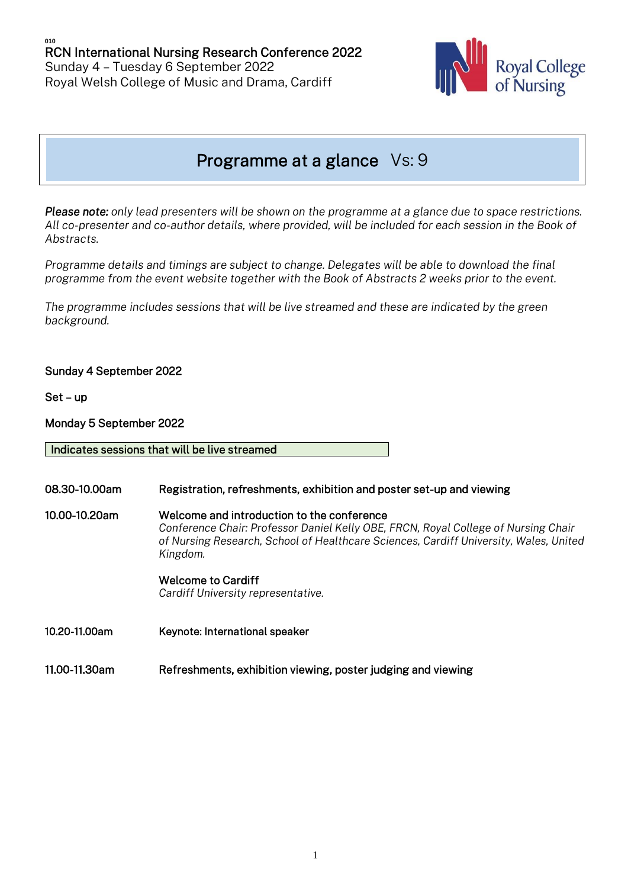010

RCN International Nursing Research Conference 2022
Sunday 4 – Tuesday 6 September 2022
Royal Welsh College of Music and Drama, Cardiff

# Programme at a glance Vs: 9

***Please note:*** *only lead presenters will be shown on the programme at a glance due to space restrictions. All co-presenter and co-author details, where provided, will be included for each session in the Book of Abstracts.*

*Programme details and timings are subject to change. Delegates will be able to download the final programme from the event website together with the Book of Abstracts 2 weeks prior to the event.*

*The programme includes sessions that will be live streamed and these are indicated by the green background.*

## Sunday 4 September 2022

Set – up

## Monday 5 September 2022

Indicates sessions that will be live streamed

| | |
|---|---|
| 08.30-10.00am | Registration, refreshments, exhibition and poster set-up and viewing |
| 10.00-10.20am | Welcome and introduction to the conference<br>*Conference Chair: Professor Daniel Kelly OBE, FRCN, Royal College of Nursing Chair of Nursing Research, School of Healthcare Sciences, Cardiff University, Wales, United Kingdom.*<br><br>Welcome to Cardiff<br>*Cardiff University representative.* |
| 10.20-11.00am | Keynote: International speaker |
| 11.00-11.30am | Refreshments, exhibition viewing, poster judging and viewing |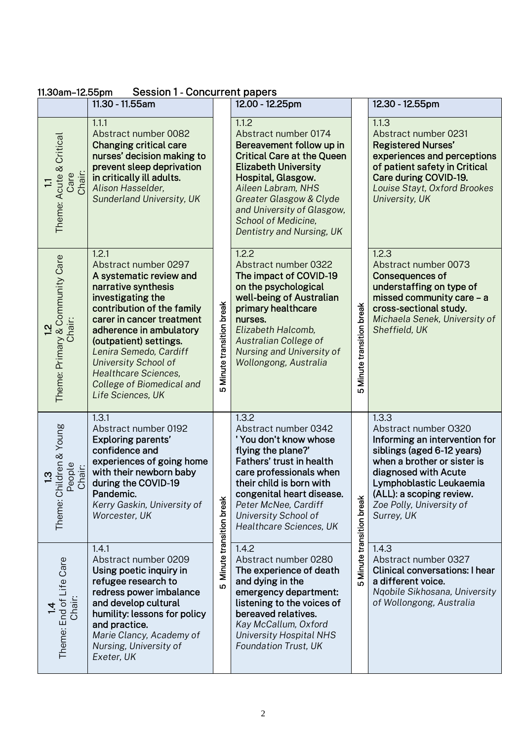11.30am–12.55pm Session 1 - Concurrent papers

| | 11.30 - 11.55am | | 12.00 - 12.25pm | | 12.30 - 12.55pm |
|---|---|---|---|---|---|
| **1.1** Theme: Acute & Critical Care Chair: | 1.1.1 Abstract number 0082 **Changing critical care nurses' decision making to prevent sleep deprivation in critically ill adults.** *Alison Hasselder, Sunderland University, UK* | 5 Minute transition break | 1.1.2 Abstract number 0174 **Bereavement follow up in Critical Care at the Queen Elizabeth University Hospital, Glasgow.** *Aileen Labram, NHS Greater Glasgow & Clyde and University of Glasgow, School of Medicine, Dentistry and Nursing, UK* | 5 Minute transition break | 1.1.3 Abstract number 0231 **Registered Nurses' experiences and perceptions of patient safety in Critical Care during COVID-19.** *Louise Stayt, Oxford Brookes University, UK* |
| **1.2** Theme: Primary & Community Care Chair: | 1.2.1 Abstract number 0297 **A systematic review and narrative synthesis investigating the contribution of the family carer in cancer treatment adherence in ambulatory (outpatient) settings.** *Lenira Semedo, Cardiff University School of Healthcare Sciences, College of Biomedical and Life Sciences, UK* | 5 Minute transition break | 1.2.2 Abstract number 0322 **The impact of COVID-19 on the psychological well-being of Australian primary healthcare nurses.** *Elizabeth Halcomb, Australian College of Nursing and University of Wollongong, Australia* | 5 Minute transition break | 1.2.3 Abstract number 0073 **Consequences of understaffing on type of missed community care – a cross-sectional study.** *Michaela Senek, University of Sheffield, UK* |
| **1.3** Theme: Children & Young People Chair: | 1.3.1 Abstract number 0192 **Exploring parents' confidence and experiences of going home with their newborn baby during the COVID-19 Pandemic.** *Kerry Gaskin, University of Worcester, UK* | 5 Minute transition break | 1.3.2 Abstract number 0342 **' You don't know whose flying the plane?' Fathers' trust in health care professionals when their child is born with congenital heart disease.** *Peter McNee, Cardiff University School of Healthcare Sciences, UK* | 5 Minute transition break | 1.3.3 Abstract number O320 **Informing an intervention for siblings (aged 6-12 years) when a brother or sister is diagnosed with Acute Lymphoblastic Leukaemia (ALL): a scoping review.** *Zoe Polly, University of Surrey, UK* |
| **1.4** Theme: End of Life Care Chair: | 1.4.1 Abstract number 0209 **Using poetic inquiry in refugee research to redress power imbalance and develop cultural humility: lessons for policy and practice.** *Marie Clancy, Academy of Nursing, University of Exeter, UK* | | 1.4.2 Abstract number 0280 **The experience of death and dying in the emergency department: listening to the voices of bereaved relatives.** *Kay McCallum, Oxford University Hospital NHS Foundation Trust, UK* | | 1.4.3 Abstract number 0327 **Clinical conversations: I hear a different voice.** *Nqobile Sikhosana, University of Wollongong, Australia* |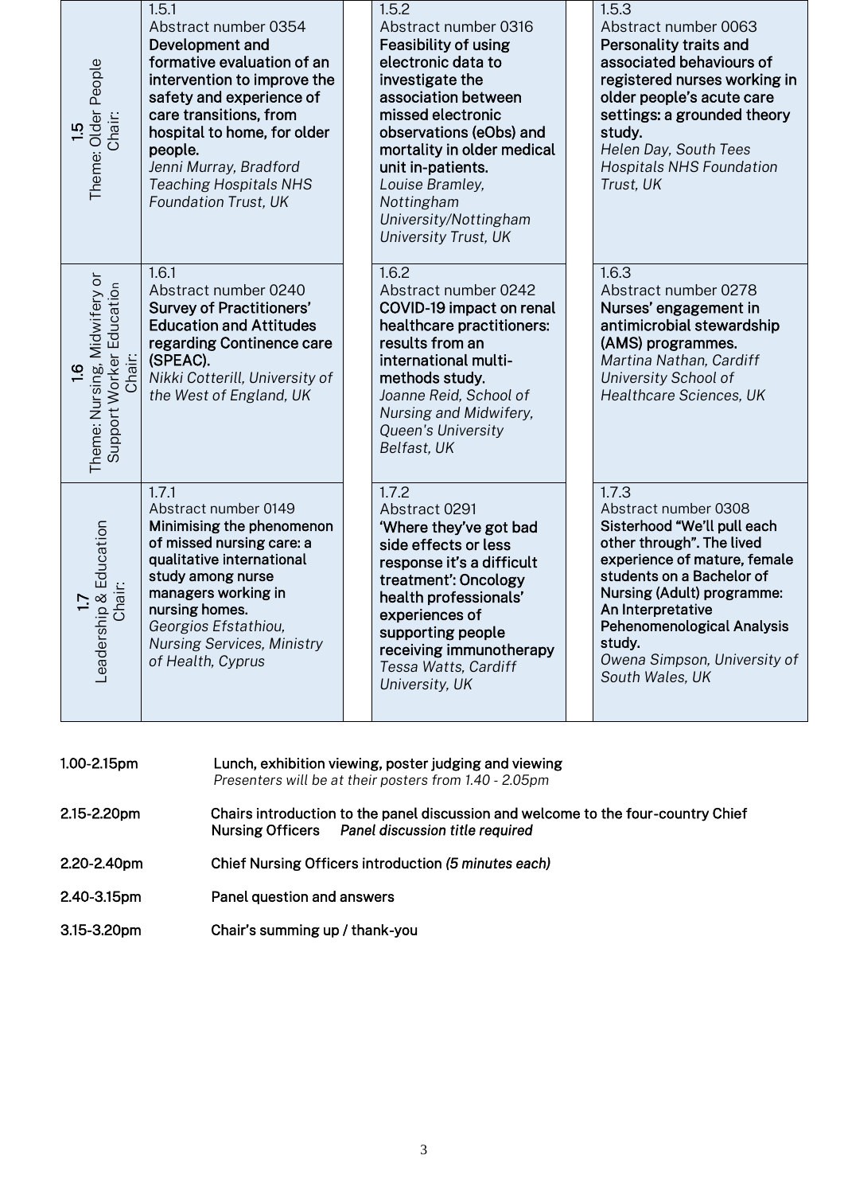| Theme | | | |
|---|---|---|---|
| **1.5** Theme: Older People Chair: | 1.5.1 Abstract number 0354 **Development and formative evaluation of an intervention to improve the safety and experience of care transitions, from hospital to home, for older people.** *Jenni Murray, Bradford Teaching Hospitals NHS Foundation Trust, UK* | 1.5.2 Abstract number 0316 **Feasibility of using electronic data to investigate the association between missed electronic observations (eObs) and mortality in older medical unit in-patients.** *Louise Bramley, Nottingham University/Nottingham University Trust, UK* | 1.5.3 Abstract number 0063 **Personality traits and associated behaviours of registered nurses working in older people's acute care settings: a grounded theory study.** *Helen Day, South Tees Hospitals NHS Foundation Trust, UK* |
| **1.6** Theme: Nursing, Midwifery or Support Worker Education Chair: | 1.6.1 Abstract number 0240 **Survey of Practitioners' Education and Attitudes regarding Continence care (SPEAC).** *Nikki Cotterill, University of the West of England, UK* | 1.6.2 Abstract number 0242 **COVID-19 impact on renal healthcare practitioners: results from an international multi-methods study.** *Joanne Reid, School of Nursing and Midwifery, Queen's University Belfast, UK* | 1.6.3 Abstract number 0278 **Nurses' engagement in antimicrobial stewardship (AMS) programmes.** *Martina Nathan, Cardiff University School of Healthcare Sciences, UK* |
| **1.7** Leadership & Education Chair: | 1.7.1 Abstract number 0149 **Minimising the phenomenon of missed nursing care: a qualitative international study among nurse managers working in nursing homes.** *Georgios Efstathiou, Nursing Services, Ministry of Health, Cyprus* | 1.7.2 Abstract 0291 **'Where they've got bad side effects or less response it's a difficult treatment': Oncology health professionals' experiences of supporting people receiving immunotherapy** *Tessa Watts, Cardiff University, UK* | 1.7.3 Abstract number 0308 **Sisterhood "We'll pull each other through". The lived experience of mature, female students on a Bachelor of Nursing (Adult) programme: An Interpretative Pehenomenological Analysis study.** *Owena Simpson, University of South Wales, UK* |

**1.00-2.15pm** Lunch, exhibition viewing, poster judging and viewing
*Presenters will be at their posters from 1.40 - 2.05pm*

**2.15-2.20pm** Chairs introduction to the panel discussion and welcome to the four-country Chief Nursing Officers *Panel discussion title required*

**2.20-2.40pm** Chief Nursing Officers introduction *(5 minutes each)*

**2.40-3.15pm** Panel question and answers

**3.15-3.20pm** Chair's summing up / thank-you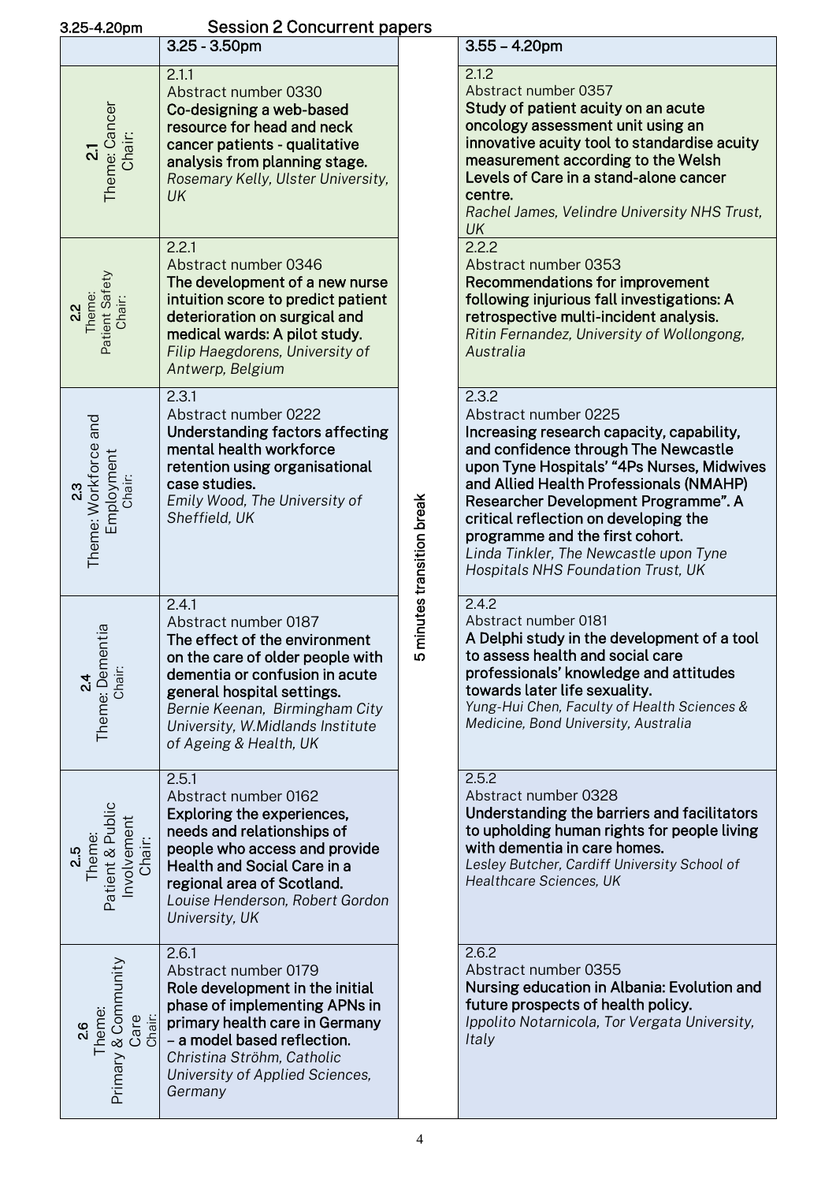3.25-4.20pm **Session 2 Concurrent papers**

| | 3.25 - 3.50pm | | 3.55 – 4.20pm |
|---|---|---|---|
| **2.1** Theme: Cancer Chair: | 2.1.1<br>Abstract number 0330<br>**Co-designing a web-based resource for head and neck cancer patients - qualitative analysis from planning stage.**<br>*Rosemary Kelly, Ulster University, UK* | 5 minutes transition break | 2.1.2<br>Abstract number 0357<br>**Study of patient acuity on an acute oncology assessment unit using an innovative acuity tool to standardise acuity measurement according to the Welsh Levels of Care in a stand-alone cancer centre.**<br>*Rachel James, Velindre University NHS Trust, UK* |
| **2.2** Theme: Patient Safety Chair: | 2.2.1<br>Abstract number 0346<br>**The development of a new nurse intuition score to predict patient deterioration on surgical and medical wards: A pilot study.**<br>*Filip Haegdorens, University of Antwerp, Belgium* | | 2.2.2<br>Abstract number 0353<br>**Recommendations for improvement following injurious fall investigations: A retrospective multi-incident analysis.**<br>*Ritin Fernandez, University of Wollongong, Australia* |
| **2.3** Theme: Workforce and Employment Chair: | 2.3.1<br>Abstract number 0222<br>**Understanding factors affecting mental health workforce retention using organisational case studies.**<br>*Emily Wood, The University of Sheffield, UK* | | 2.3.2<br>Abstract number 0225<br>**Increasing research capacity, capability, and confidence through The Newcastle upon Tyne Hospitals' "4Ps Nurses, Midwives and Allied Health Professionals (NMAHP) Researcher Development Programme". A critical reflection on developing the programme and the first cohort.**<br>*Linda Tinkler, The Newcastle upon Tyne Hospitals NHS Foundation Trust, UK* |
| **2.4** Theme: Dementia Chair: | 2.4.1<br>Abstract number 0187<br>**The effect of the environment on the care of older people with dementia or confusion in acute general hospital settings.**<br>*Bernie Keenan, Birmingham City University, W.Midlands Institute of Ageing & Health, UK* | | 2.4.2<br>Abstract number 0181<br>**A Delphi study in the development of a tool to assess health and social care professionals' knowledge and attitudes towards later life sexuality.**<br>*Yung-Hui Chen, Faculty of Health Sciences & Medicine, Bond University, Australia* |
| **2.5** Theme: Patient & Public Involvement Chair: | 2.5.1<br>Abstract number 0162<br>**Exploring the experiences, needs and relationships of people who access and provide Health and Social Care in a regional area of Scotland.**<br>*Louise Henderson, Robert Gordon University, UK* | | 2.5.2<br>Abstract number 0328<br>**Understanding the barriers and facilitators to upholding human rights for people living with dementia in care homes.**<br>*Lesley Butcher, Cardiff University School of Healthcare Sciences, UK* |
| **2.6** Theme: Primary & Community Care Chair: | 2.6.1<br>Abstract number 0179<br>**Role development in the initial phase of implementing APNs in primary health care in Germany – a model based reflection.**<br>*Christina Ströhm, Catholic University of Applied Sciences, Germany* | | 2.6.2<br>Abstract number 0355<br>**Nursing education in Albania: Evolution and future prospects of health policy.**<br>*Ippolito Notarnicola, Tor Vergata University, Italy* |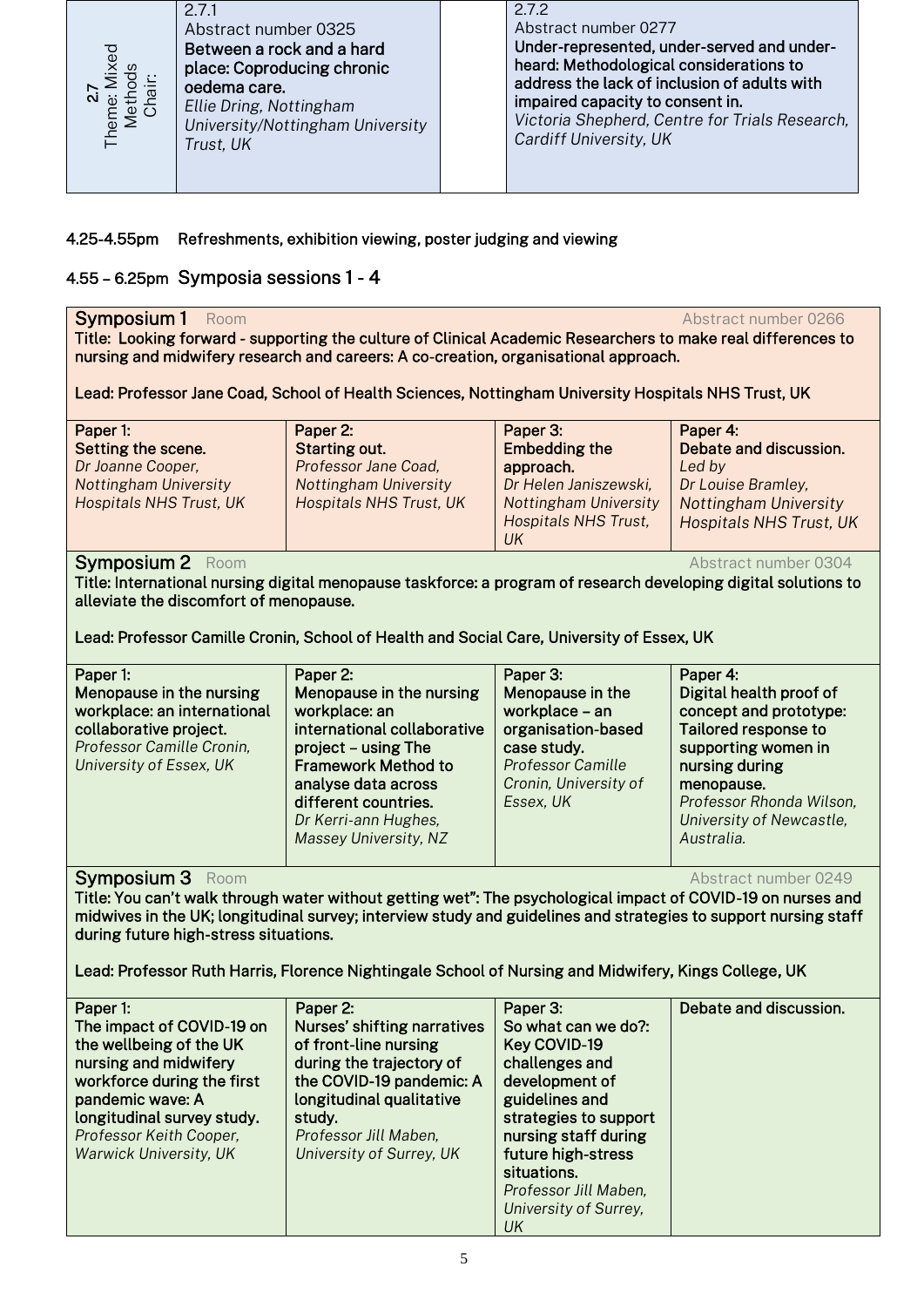| 2.7 Theme: Mixed Methods Chair: | 2.7.1 Abstract number 0325 **Between a rock and a hard place: Coproducing chronic oedema care.** *Ellie Dring, Nottingham University/Nottingham University Trust, UK* | | 2.7.2 Abstract number 0277 **Under-represented, under-served and under-heard: Methodological considerations to address the lack of inclusion of adults with impaired capacity to consent in.** *Victoria Shepherd, Centre for Trials Research, Cardiff University, UK* |
|---|---|---|---|

**4.25-4.55pm** Refreshments, exhibition viewing, poster judging and viewing

## 4.55 – 6.25pm Symposia sessions 1 - 4

**Symposium 1** Room — Abstract number 0266

**Title: Looking forward - supporting the culture of Clinical Academic Researchers to make real differences to nursing and midwifery research and careers: A co-creation, organisational approach.**

**Lead: Professor Jane Coad, School of Health Sciences, Nottingham University Hospitals NHS Trust, UK**

| Paper 1: | Paper 2: | Paper 3: | Paper 4: |
|---|---|---|---|
| **Setting the scene.** *Dr Joanne Cooper, Nottingham University Hospitals NHS Trust, UK* | **Starting out.** *Professor Jane Coad, Nottingham University Hospitals NHS Trust, UK* | **Embedding the approach.** *Dr Helen Janiszewski, Nottingham University Hospitals NHS Trust, UK* | **Debate and discussion.** *Led by Dr Louise Bramley, Nottingham University Hospitals NHS Trust, UK* |

**Symposium 2** Room — Abstract number 0304

**Title: International nursing digital menopause taskforce: a program of research developing digital solutions to alleviate the discomfort of menopause.**

**Lead: Professor Camille Cronin, School of Health and Social Care, University of Essex, UK**

| Paper 1: | Paper 2: | Paper 3: | Paper 4: |
|---|---|---|---|
| **Menopause in the nursing workplace: an international collaborative project.** *Professor Camille Cronin, University of Essex, UK* | **Menopause in the nursing workplace: an international collaborative project – using The Framework Method to analyse data across different countries.** *Dr Kerri-ann Hughes, Massey University, NZ* | **Menopause in the workplace – an organisation-based case study.** *Professor Camille Cronin, University of Essex, UK* | **Digital health proof of concept and prototype: Tailored response to supporting women in nursing during menopause.** *Professor Rhonda Wilson, University of Newcastle, Australia.* |

**Symposium 3** Room — Abstract number 0249

**Title: You can't walk through water without getting wet": The psychological impact of COVID-19 on nurses and midwives in the UK; longitudinal survey; interview study and guidelines and strategies to support nursing staff during future high-stress situations.**

**Lead: Professor Ruth Harris, Florence Nightingale School of Nursing and Midwifery, Kings College, UK**

| Paper 1: | Paper 2: | Paper 3: | |
|---|---|---|---|
| **The impact of COVID-19 on the wellbeing of the UK nursing and midwifery workforce during the first pandemic wave: A longitudinal survey study.** *Professor Keith Cooper, Warwick University, UK* | **Nurses' shifting narratives of front-line nursing during the trajectory of the COVID-19 pandemic: A longitudinal qualitative study.** *Professor Jill Maben, University of Surrey, UK* | **So what can we do?: Key COVID-19 challenges and development of guidelines and strategies to support nursing staff during future high-stress situations.** *Professor Jill Maben, University of Surrey, UK* | **Debate and discussion.** |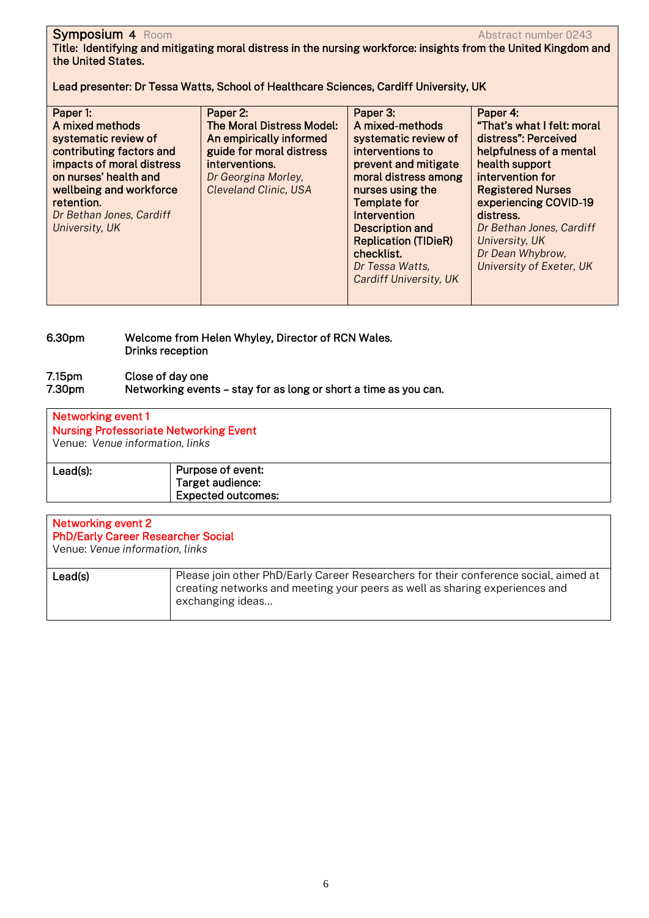**Symposium 4** Room Abstract number 0243

**Title: Identifying and mitigating moral distress in the nursing workforce: insights from the United Kingdom and the United States.**

**Lead presenter: Dr Tessa Watts, School of Healthcare Sciences, Cardiff University, UK**

| Paper 1: | Paper 2: | Paper 3: | Paper 4: |
|---|---|---|---|
| **A mixed methods systematic review of contributing factors and impacts of moral distress on nurses' health and wellbeing and workforce retention.** *Dr Bethan Jones, Cardiff University, UK* | **The Moral Distress Model: An empirically informed guide for moral distress interventions.** *Dr Georgina Morley, Cleveland Clinic, USA* | **A mixed-methods systematic review of interventions to prevent and mitigate moral distress among nurses using the Template for Intervention Description and Replication (TIDieR) checklist.** *Dr Tessa Watts, Cardiff University, UK* | **"That's what I felt: moral distress": Perceived helpfulness of a mental health support intervention for Registered Nurses experiencing COVID-19 distress.** *Dr Bethan Jones, Cardiff University, UK* *Dr Dean Whybrow, University of Exeter, UK* |

6.30pm Welcome from Helen Whyley, Director of RCN Wales. Drinks reception

7.15pm Close of day one

7.30pm Networking events – stay for as long or short a time as you can.

**Networking event 1**
**Nursing Professoriate Networking Event**
Venue: *Venue information, links*

| Lead(s): | Purpose of event:<br>Target audience:<br>Expected outcomes: |
|---|---|

**Networking event 2**
**PhD/Early Career Researcher Social**
Venue: *Venue information, links*

| Lead(s) | Please join other PhD/Early Career Researchers for their conference social, aimed at creating networks and meeting your peers as well as sharing experiences and exchanging ideas... |
|---|---|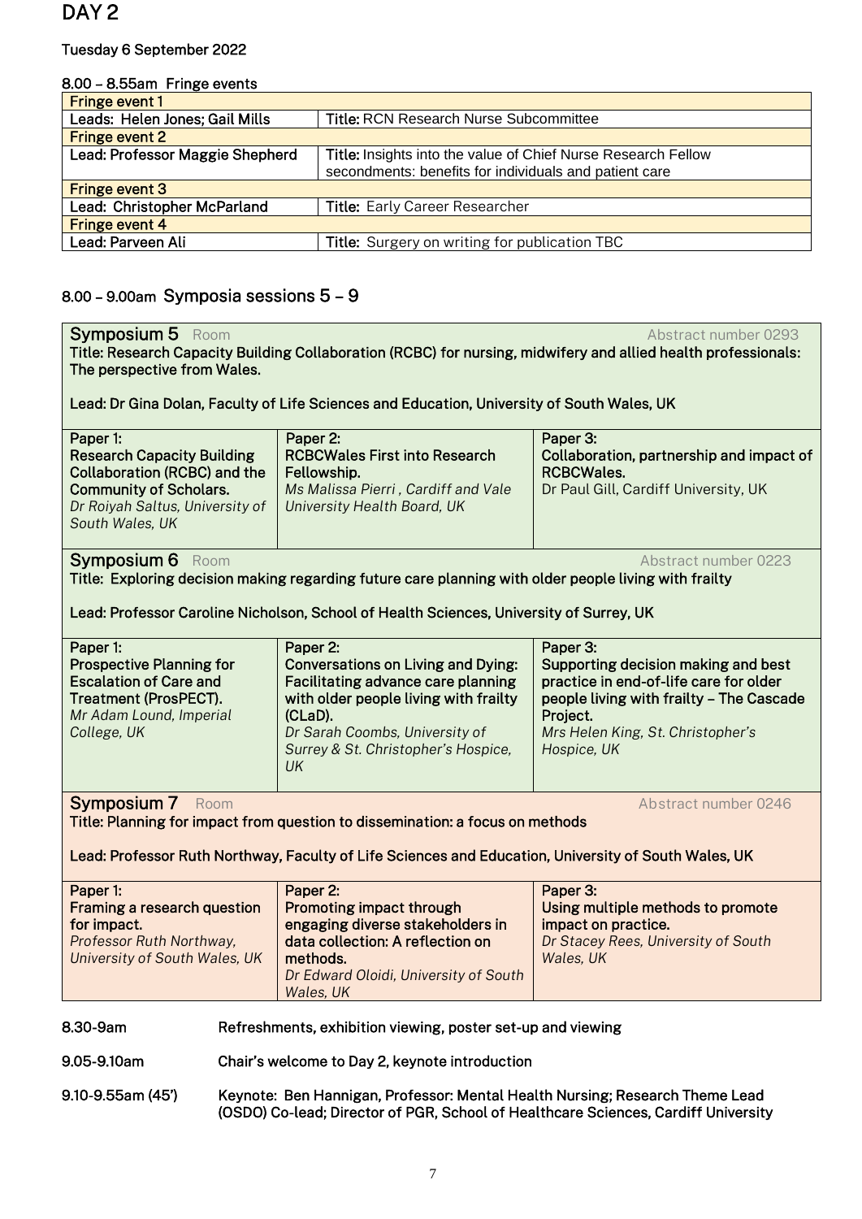# DAY 2

**Tuesday 6 September 2022**

**8.00 – 8.55am Fringe events**

| Fringe event 1 | |
|---|---|
| Leads: Helen Jones; Gail Mills | **Title:** RCN Research Nurse Subcommittee |
| **Fringe event 2** | |
| Lead: Professor Maggie Shepherd | **Title:** Insights into the value of Chief Nurse Research Fellow secondments: benefits for individuals and patient care |
| **Fringe event 3** | |
| Lead: Christopher McParland | **Title:** Early Career Researcher |
| **Fringe event 4** | |
| Lead: Parveen Ali | **Title:** Surgery on writing for publication TBC |

## 8.00 – 9.00am Symposia sessions 5 – 9

**Symposium 5** Room — Abstract number 0293

**Title: Research Capacity Building Collaboration (RCBC) for nursing, midwifery and allied health professionals: The perspective from Wales.**

**Lead: Dr Gina Dolan, Faculty of Life Sciences and Education, University of South Wales, UK**

| Paper 1: | Paper 2: | Paper 3: |
|---|---|---|
| **Research Capacity Building Collaboration (RCBC) and the Community of Scholars.** *Dr Roiyah Saltus, University of South Wales, UK* | **RCBCWales First into Research Fellowship.** *Ms Malissa Pierri , Cardiff and Vale University Health Board, UK* | **Collaboration, partnership and impact of RCBCWales.** Dr Paul Gill, Cardiff University, UK |

**Symposium 6** Room — Abstract number 0223

**Title: Exploring decision making regarding future care planning with older people living with frailty**

**Lead: Professor Caroline Nicholson, School of Health Sciences, University of Surrey, UK**

| Paper 1: | Paper 2: | Paper 3: |
|---|---|---|
| **Prospective Planning for Escalation of Care and Treatment (ProsPECT).** *Mr Adam Lound, Imperial College, UK* | **Conversations on Living and Dying: Facilitating advance care planning with older people living with frailty (CLaD).** *Dr Sarah Coombs, University of Surrey & St. Christopher's Hospice, UK* | **Supporting decision making and best practice in end-of-life care for older people living with frailty – The Cascade Project.** *Mrs Helen King, St. Christopher's Hospice, UK* |

**Symposium 7** Room — Abstract number 0246

**Title: Planning for impact from question to dissemination: a focus on methods**

**Lead: Professor Ruth Northway, Faculty of Life Sciences and Education, University of South Wales, UK**

| Paper 1: | Paper 2: | Paper 3: |
|---|---|---|
| **Framing a research question for impact.** *Professor Ruth Northway, University of South Wales, UK* | **Promoting impact through engaging diverse stakeholders in data collection: A reflection on methods.** *Dr Edward Oloidi, University of South Wales, UK* | **Using multiple methods to promote impact on practice.** *Dr Stacey Rees, University of South Wales, UK* |

**8.30-9am** Refreshments, exhibition viewing, poster set-up and viewing

**9.05-9.10am** Chair's welcome to Day 2, keynote introduction

**9.10-9.55am (45')** Keynote: Ben Hannigan, Professor: Mental Health Nursing; Research Theme Lead (OSDO) Co-lead; Director of PGR, School of Healthcare Sciences, Cardiff University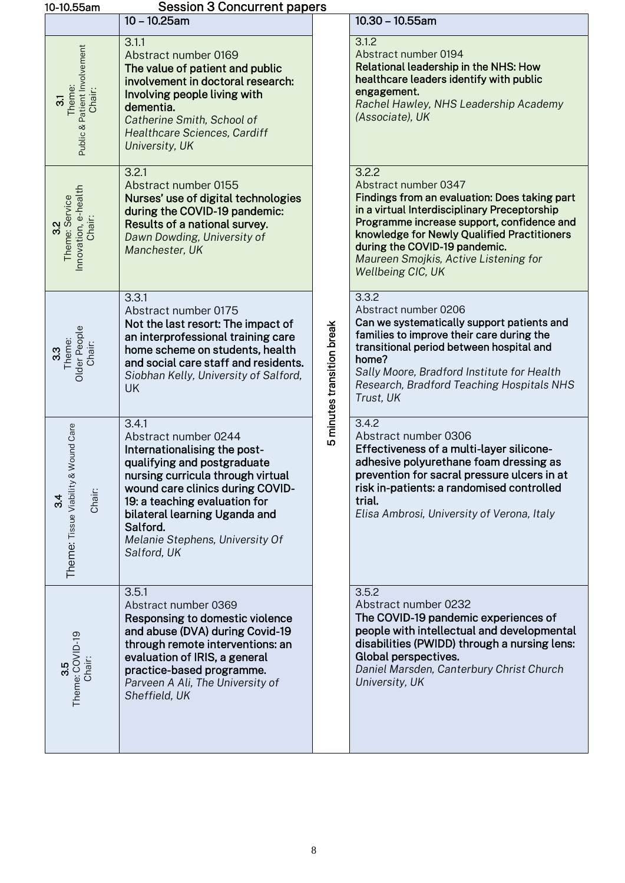10-10.55am

## Session 3 Concurrent papers

| | 10 – 10.25am | | 10.30 – 10.55am |
|---|---|---|---|
| **3.1** Theme: Public & Patient Involvement Chair: | 3.1.1 Abstract number 0169 **The value of patient and public involvement in doctoral research: Involving people living with dementia.** *Catherine Smith, School of Healthcare Sciences, Cardiff University, UK* | 5 minutes transition break | 3.1.2 Abstract number 0194 **Relational leadership in the NHS: How healthcare leaders identify with public engagement.** *Rachel Hawley, NHS Leadership Academy (Associate), UK* |
| **3.2** Theme: Service Innovation, e-health Chair: | 3.2.1 Abstract number 0155 **Nurses' use of digital technologies during the COVID-19 pandemic: Results of a national survey.** *Dawn Dowding, University of Manchester, UK* | | 3.2.2 Abstract number 0347 **Findings from an evaluation: Does taking part in a virtual Interdisciplinary Preceptorship Programme increase support, confidence and knowledge for Newly Qualified Practitioners during the COVID-19 pandemic.** *Maureen Smojkis, Active Listening for Wellbeing CIC, UK* |
| **3.3** Theme: Older People Chair: | 3.3.1 Abstract number 0175 **Not the last resort: The impact of an interprofessional training care home scheme on students, health and social care staff and residents.** *Siobhan Kelly, University of Salford, UK* | | 3.3.2 Abstract number 0206 **Can we systematically support patients and families to improve their care during the transitional period between hospital and home?** *Sally Moore, Bradford Institute for Health Research, Bradford Teaching Hospitals NHS Trust, UK* |
| **3.4** Theme: Tissue Viability & Wound Care Chair: | 3.4.1 Abstract number 0244 **Internationalising the post-qualifying and postgraduate nursing curricula through virtual wound care clinics during COVID-19: a teaching evaluation for bilateral learning Uganda and Salford.** *Melanie Stephens, University Of Salford, UK* | | 3.4.2 Abstract number 0306 **Effectiveness of a multi-layer silicone-adhesive polyurethane foam dressing as prevention for sacral pressure ulcers in at risk in-patients: a randomised controlled trial.** *Elisa Ambrosi, University of Verona, Italy* |
| **3.5** Theme: COVID-19 Chair: | 3.5.1 Abstract number 0369 **Responsing to domestic violence and abuse (DVA) during Covid-19 through remote interventions: an evaluation of IRIS, a general practice-based programme.** *Parveen A Ali, The University of Sheffield, UK* | | 3.5.2 Abstract number 0232 **The COVID-19 pandemic experiences of people with intellectual and developmental disabilities (PWIDD) through a nursing lens: Global perspectives.** *Daniel Marsden, Canterbury Christ Church University, UK* |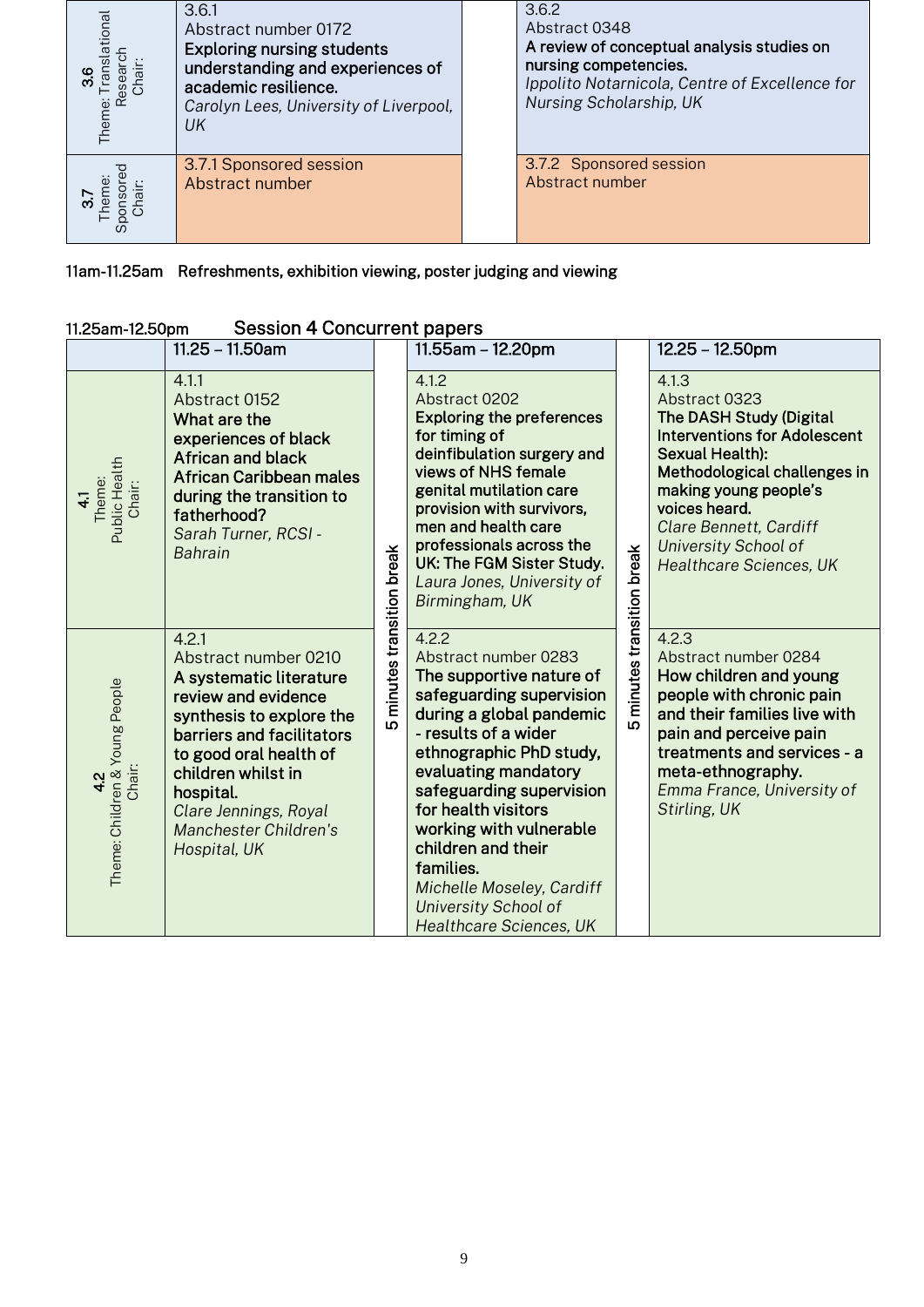| | | | |
|---|---|---|---|
| **3.6** Theme: Translational Research Chair: | 3.6.1<br>Abstract number 0172<br>**Exploring nursing students understanding and experiences of academic resilience.**<br>*Carolyn Lees, University of Liverpool, UK* | | 3.6.2<br>Abstract 0348<br>**A review of conceptual analysis studies on nursing competencies.**<br>*Ippolito Notarnicola, Centre of Excellence for Nursing Scholarship, UK* |
| **3.7** Theme: Sponsored Chair: | 3.7.1 Sponsored session<br>Abstract number | | 3.7.2 Sponsored session<br>Abstract number |

11am-11.25am Refreshments, exhibition viewing, poster judging and viewing

## 11.25am-12.50pm Session 4 Concurrent papers

| | 11.25 – 11.50am | | 11.55am – 12.20pm | | 12.25 – 12.50pm |
|---|---|---|---|---|---|
| **4.1** Theme: Public Health Chair: | 4.1.1<br>Abstract 0152<br>**What are the experiences of black African and black African Caribbean males during the transition to fatherhood?**<br>*Sarah Turner, RCSI - Bahrain* | 5 minutes transition break | 4.1.2<br>Abstract 0202<br>**Exploring the preferences for timing of deinfibulation surgery and views of NHS female genital mutilation care provision with survivors, men and health care professionals across the UK: The FGM Sister Study.**<br>*Laura Jones, University of Birmingham, UK* | 5 minutes transition break | 4.1.3<br>Abstract 0323<br>**The DASH Study (Digital Interventions for Adolescent Sexual Health): Methodological challenges in making young people's voices heard.**<br>*Clare Bennett, Cardiff University School of Healthcare Sciences, UK* |
| **4.2** Theme: Children & Young People Chair: | 4.2.1<br>Abstract number 0210<br>**A systematic literature review and evidence synthesis to explore the barriers and facilitators to good oral health of children whilst in hospital.**<br>*Clare Jennings, Royal Manchester Children's Hospital, UK* | | 4.2.2<br>Abstract number 0283<br>**The supportive nature of safeguarding supervision during a global pandemic - results of a wider ethnographic PhD study, evaluating mandatory safeguarding supervision for health visitors working with vulnerable children and their families.**<br>*Michelle Moseley, Cardiff University School of Healthcare Sciences, UK* | | 4.2.3<br>Abstract number 0284<br>**How children and young people with chronic pain and their families live with pain and perceive pain treatments and services - a meta-ethnography.**<br>*Emma France, University of Stirling, UK* |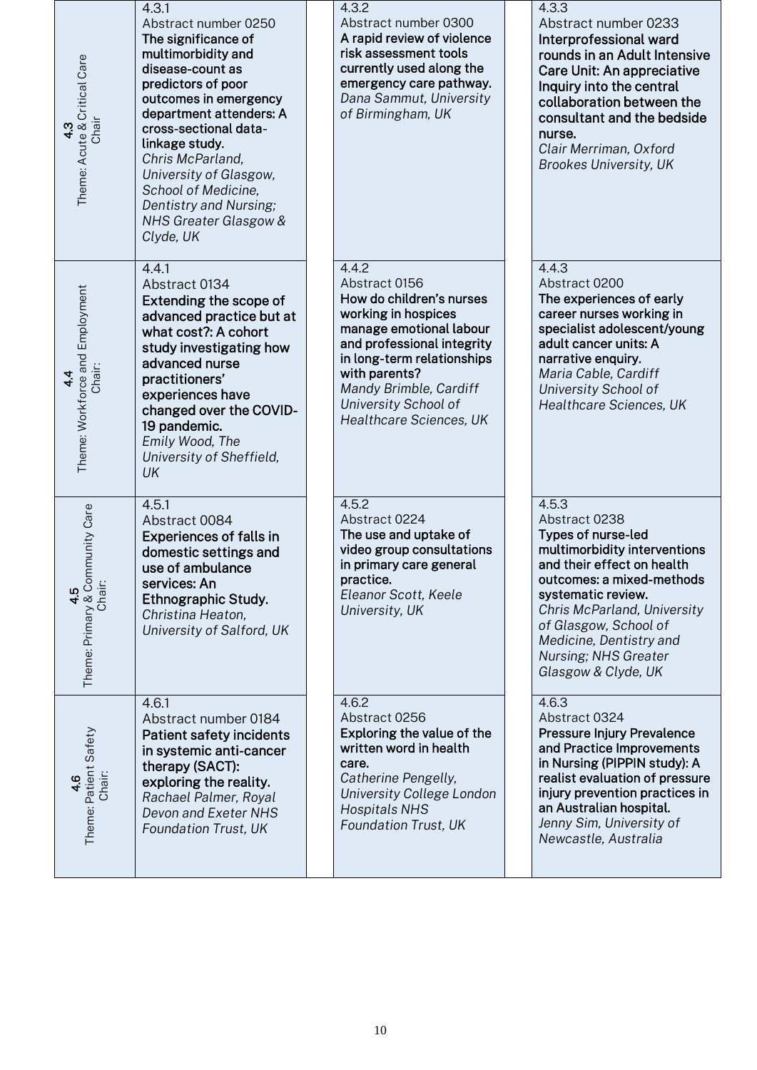| Theme | | | |
|---|---|---|---|
| **4.3** Theme: Acute & Critical Care Chair | 4.3.1<br>Abstract number 0250<br>The significance of multimorbidity and disease-count as predictors of poor outcomes in emergency department attenders: A cross-sectional data-linkage study.<br>*Chris McParland, University of Glasgow, School of Medicine, Dentistry and Nursing; NHS Greater Glasgow & Clyde, UK* | 4.3.2<br>Abstract number 0300<br>A rapid review of violence risk assessment tools currently used along the emergency care pathway.<br>*Dana Sammut, University of Birmingham, UK* | 4.3.3<br>Abstract number 0233<br>Interprofessional ward rounds in an Adult Intensive Care Unit: An appreciative Inquiry into the central collaboration between the consultant and the bedside nurse.<br>*Clair Merriman, Oxford Brookes University, UK* |
| **4.4** Theme: Workforce and Employment Chair: | 4.4.1<br>Abstract 0134<br>Extending the scope of advanced practice but at what cost?: A cohort study investigating how advanced nurse practitioners' experiences have changed over the COVID-19 pandemic.<br>*Emily Wood, The University of Sheffield, UK* | 4.4.2<br>Abstract 0156<br>How do children's nurses working in hospices manage emotional labour and professional integrity in long-term relationships with parents?<br>*Mandy Brimble, Cardiff University School of Healthcare Sciences, UK* | 4.4.3<br>Abstract 0200<br>The experiences of early career nurses working in specialist adolescent/young adult cancer units: A narrative enquiry.<br>*Maria Cable, Cardiff University School of Healthcare Sciences, UK* |
| **4.5** Theme: Primary & Community Care Chair: | 4.5.1<br>Abstract 0084<br>Experiences of falls in domestic settings and use of ambulance services: An Ethnographic Study.<br>*Christina Heaton, University of Salford, UK* | 4.5.2<br>Abstract 0224<br>The use and uptake of video group consultations in primary care general practice.<br>*Eleanor Scott, Keele University, UK* | 4.5.3<br>Abstract 0238<br>Types of nurse-led multimorbidity interventions and their effect on health outcomes: a mixed-methods systematic review.<br>*Chris McParland, University of Glasgow, School of Medicine, Dentistry and Nursing; NHS Greater Glasgow & Clyde, UK* |
| **4.6** Theme: Patient Safety Chair: | 4.6.1<br>Abstract number 0184<br>Patient safety incidents in systemic anti-cancer therapy (SACT): exploring the reality.<br>*Rachael Palmer, Royal Devon and Exeter NHS Foundation Trust, UK* | 4.6.2<br>Abstract 0256<br>Exploring the value of the written word in health care.<br>*Catherine Pengelly, University College London Hospitals NHS Foundation Trust, UK* | 4.6.3<br>Abstract 0324<br>Pressure Injury Prevalence and Practice Improvements in Nursing (PIPPIN study): A realist evaluation of pressure injury prevention practices in an Australian hospital.<br>*Jenny Sim, University of Newcastle, Australia* |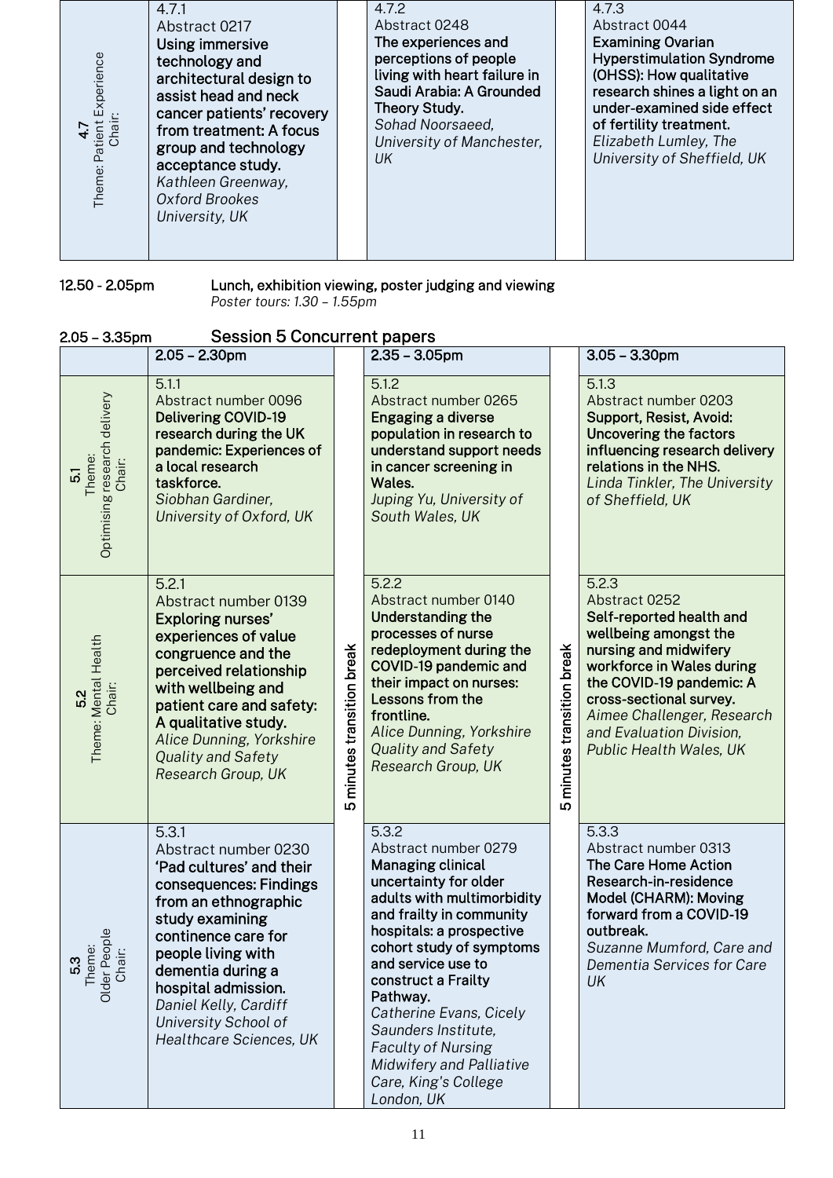| 4.7 Theme: Patient Experience Chair: | 4.7.1 Abstract 0217 **Using immersive technology and architectural design to assist head and neck cancer patients' recovery from treatment: A focus group and technology acceptance study.** *Kathleen Greenway, Oxford Brookes University, UK* | | 4.7.2 Abstract 0248 **The experiences and perceptions of people living with heart failure in Saudi Arabia: A Grounded Theory Study.** *Sohad Noorsaeed, University of Manchester, UK* | | 4.7.3 Abstract 0044 **Examining Ovarian Hyperstimulation Syndrome (OHSS): How qualitative research shines a light on an under-examined side effect of fertility treatment.** *Elizabeth Lumley, The University of Sheffield, UK* |
|---|---|---|---|---|---|

**12.50 - 2.05pm** Lunch, exhibition viewing, poster judging and viewing
*Poster tours: 1.30 – 1.55pm*

## 2.05 – 3.35pm Session 5 Concurrent papers

| | 2.05 – 2.30pm | | 2.35 – 3.05pm | | 3.05 – 3.30pm |
|---|---|---|---|---|---|
| 5.1 Theme: Optimising research delivery Chair: | 5.1.1 Abstract number 0096 **Delivering COVID-19 research during the UK pandemic: Experiences of a local research taskforce.** *Siobhan Gardiner, University of Oxford, UK* | 5 minutes transition break | 5.1.2 Abstract number 0265 **Engaging a diverse population in research to understand support needs in cancer screening in Wales.** *Juping Yu, University of South Wales, UK* | 5 minutes transition break | 5.1.3 Abstract number 0203 **Support, Resist, Avoid: Uncovering the factors influencing research delivery relations in the NHS.** *Linda Tinkler, The University of Sheffield, UK* |
| 5.2 Theme: Mental Health Chair: | 5.2.1 Abstract number 0139 **Exploring nurses' experiences of value congruence and the perceived relationship with wellbeing and patient care and safety: A qualitative study.** *Alice Dunning, Yorkshire Quality and Safety Research Group, UK* | | 5.2.2 Abstract number 0140 **Understanding the processes of nurse redeployment during the COVID-19 pandemic and their impact on nurses: Lessons from the frontline.** *Alice Dunning, Yorkshire Quality and Safety Research Group, UK* | | 5.2.3 Abstract 0252 **Self-reported health and wellbeing amongst the nursing and midwifery workforce in Wales during the COVID-19 pandemic: A cross-sectional survey.** *Aimee Challenger, Research and Evaluation Division, Public Health Wales, UK* |
| 5.3 Theme: Older People Chair: | 5.3.1 Abstract number 0230 **'Pad cultures' and their consequences: Findings from an ethnographic study examining continence care for people living with dementia during a hospital admission.** *Daniel Kelly, Cardiff University School of Healthcare Sciences, UK* | | 5.3.2 Abstract number 0279 **Managing clinical uncertainty for older adults with multimorbidity and frailty in community hospitals: a prospective cohort study of symptoms and service use to construct a Frailty Pathway.** *Catherine Evans, Cicely Saunders Institute, Faculty of Nursing Midwifery and Palliative Care, King's College London, UK* | | 5.3.3 Abstract number 0313 **The Care Home Action Research-in-residence Model (CHARM): Moving forward from a COVID-19 outbreak.** *Suzanne Mumford, Care and Dementia Services for Care UK* |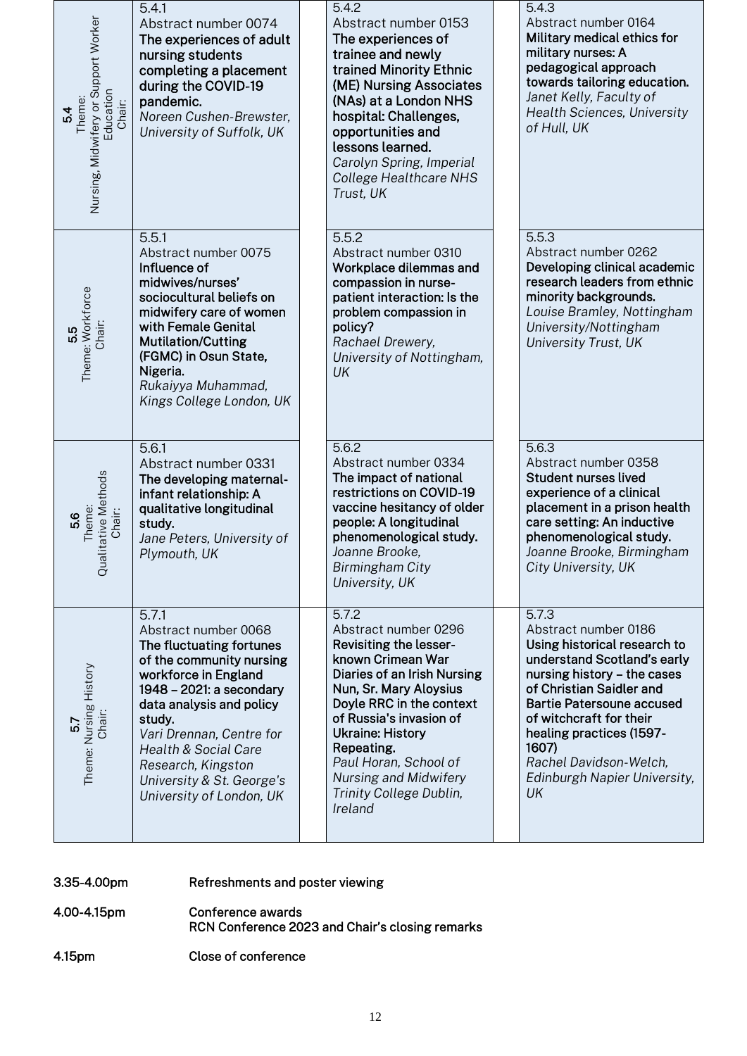| Session | | | |
|---|---|---|---|
| **5.4** Theme: Nursing, Midwifery or Support Worker Education Chair: | 5.4.1 Abstract number 0074 **The experiences of adult nursing students completing a placement during the COVID-19 pandemic.** *Noreen Cushen-Brewster, University of Suffolk, UK* | 5.4.2 Abstract number 0153 **The experiences of trainee and newly trained Minority Ethnic (ME) Nursing Associates (NAs) at a London NHS hospital: Challenges, opportunities and lessons learned.** *Carolyn Spring, Imperial College Healthcare NHS Trust, UK* | 5.4.3 Abstract number 0164 **Military medical ethics for military nurses: A pedagogical approach towards tailoring education.** *Janet Kelly, Faculty of Health Sciences, University of Hull, UK* |
| **5.5** Theme: Workforce Chair: | 5.5.1 Abstract number 0075 **Influence of midwives/nurses' sociocultural beliefs on midwifery care of women with Female Genital Mutilation/Cutting (FGMC) in Osun State, Nigeria.** *Rukaiyya Muhammad, Kings College London, UK* | 5.5.2 Abstract number 0310 **Workplace dilemmas and compassion in nurse-patient interaction: Is the problem compassion in policy?** *Rachael Drewery, University of Nottingham, UK* | 5.5.3 Abstract number 0262 **Developing clinical academic research leaders from ethnic minority backgrounds.** *Louise Bramley, Nottingham University/Nottingham University Trust, UK* |
| **5.6** Theme: Qualitative Methods Chair: | 5.6.1 Abstract number 0331 **The developing maternal-infant relationship: A qualitative longitudinal study.** *Jane Peters, University of Plymouth, UK* | 5.6.2 Abstract number 0334 **The impact of national restrictions on COVID-19 vaccine hesitancy of older people: A longitudinal phenomenological study.** *Joanne Brooke, Birmingham City University, UK* | 5.6.3 Abstract number 0358 **Student nurses lived experience of a clinical placement in a prison health care setting: An inductive phenomenological study.** *Joanne Brooke, Birmingham City University, UK* |
| **5.7** Theme: Nursing History Chair: | 5.7.1 Abstract number 0068 **The fluctuating fortunes of the community nursing workforce in England 1948 – 2021: a secondary data analysis and policy study.** *Vari Drennan, Centre for Health & Social Care Research, Kingston University & St. George's University of London, UK* | 5.7.2 Abstract number 0296 **Revisiting the lesser-known Crimean War Diaries of an Irish Nursing Nun, Sr. Mary Aloysius Doyle RRC in the context of Russia's invasion of Ukraine: History Repeating.** *Paul Horan, School of Nursing and Midwifery Trinity College Dublin, Ireland* | 5.7.3 Abstract number 0186 **Using historical research to understand Scotland's early nursing history – the cases of Christian Saidler and Bartie Patersoune accused of witchcraft for their healing practices (1597-1607)** *Rachel Davidson-Welch, Edinburgh Napier University, UK* |

| | |
|---|---|
| 3.35-4.00pm | Refreshments and poster viewing |
| 4.00-4.15pm | Conference awards<br>RCN Conference 2023 and Chair's closing remarks |
| 4.15pm | Close of conference |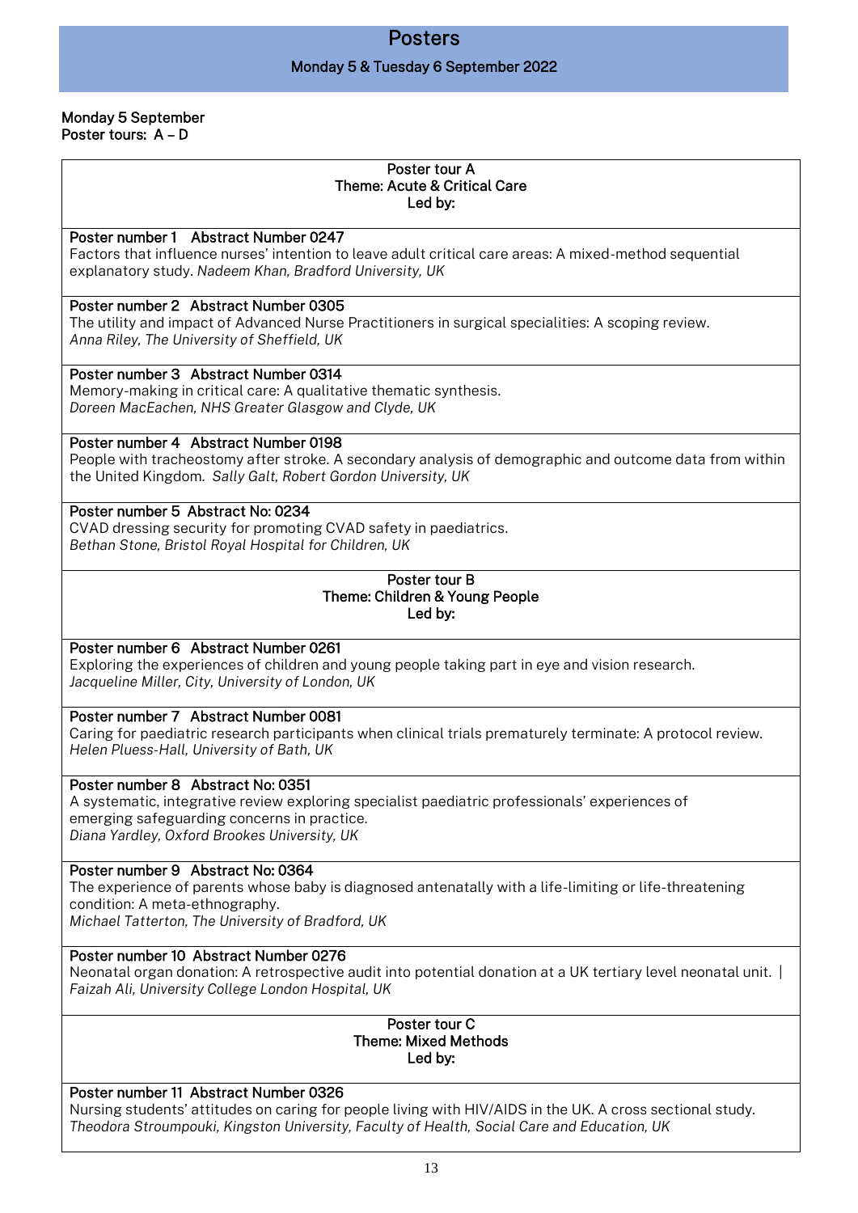# Posters

## Monday 5 & Tuesday 6 September 2022

**Monday 5 September**
**Poster tours: A – D**

### Poster tour A
**Theme: Acute & Critical Care**
**Led by:**

**Poster number 1 Abstract Number 0247**
Factors that influence nurses' intention to leave adult critical care areas: A mixed-method sequential explanatory study. *Nadeem Khan, Bradford University, UK*

**Poster number 2 Abstract Number 0305**
The utility and impact of Advanced Nurse Practitioners in surgical specialities: A scoping review.
*Anna Riley, The University of Sheffield, UK*

**Poster number 3 Abstract Number 0314**
Memory-making in critical care: A qualitative thematic synthesis.
*Doreen MacEachen, NHS Greater Glasgow and Clyde, UK*

**Poster number 4 Abstract Number 0198**
People with tracheostomy after stroke. A secondary analysis of demographic and outcome data from within the United Kingdom. *Sally Galt, Robert Gordon University, UK*

**Poster number 5 Abstract No: 0234**
CVAD dressing security for promoting CVAD safety in paediatrics.
*Bethan Stone, Bristol Royal Hospital for Children, UK*

### Poster tour B
**Theme: Children & Young People**
**Led by:**

**Poster number 6 Abstract Number 0261**
Exploring the experiences of children and young people taking part in eye and vision research.
*Jacqueline Miller, City, University of London, UK*

**Poster number 7 Abstract Number 0081**
Caring for paediatric research participants when clinical trials prematurely terminate: A protocol review.
*Helen Pluess-Hall, University of Bath, UK*

**Poster number 8 Abstract No: 0351**
A systematic, integrative review exploring specialist paediatric professionals' experiences of emerging safeguarding concerns in practice.
*Diana Yardley, Oxford Brookes University, UK*

**Poster number 9 Abstract No: 0364**
The experience of parents whose baby is diagnosed antenatally with a life-limiting or life-threatening condition: A meta-ethnography.
*Michael Tatterton, The University of Bradford, UK*

**Poster number 10 Abstract Number 0276**
Neonatal organ donation: A retrospective audit into potential donation at a UK tertiary level neonatal unit. |
*Faizah Ali, University College London Hospital, UK*

### Poster tour C
**Theme: Mixed Methods**
**Led by:**

**Poster number 11 Abstract Number 0326**
Nursing students' attitudes on caring for people living with HIV/AIDS in the UK. A cross sectional study.
*Theodora Stroumpouki, Kingston University, Faculty of Health, Social Care and Education, UK*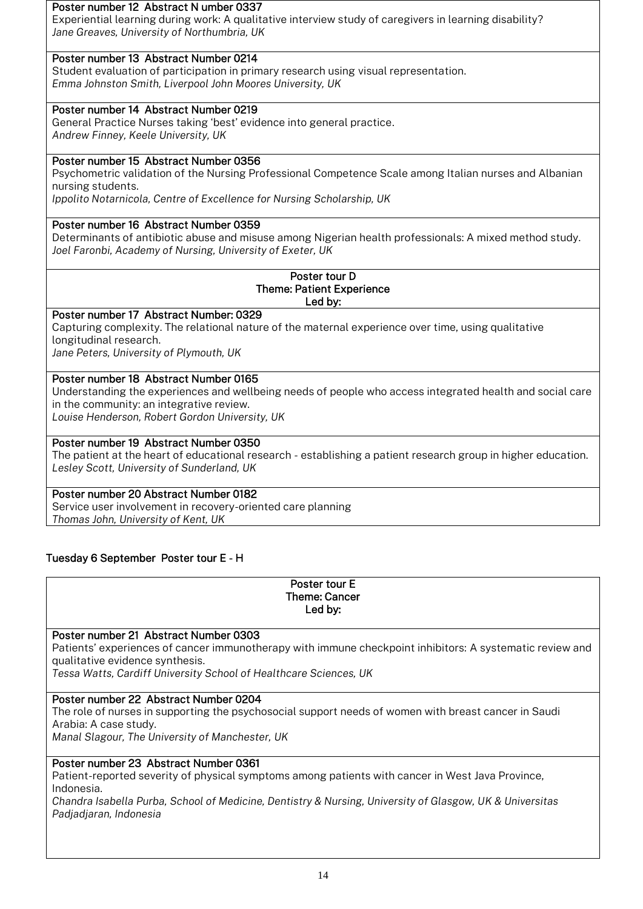**Poster number 12 Abstract N umber 0337**
Experiential learning during work: A qualitative interview study of caregivers in learning disability?
*Jane Greaves, University of Northumbria, UK*

**Poster number 13 Abstract Number 0214**
Student evaluation of participation in primary research using visual representation.
*Emma Johnston Smith, Liverpool John Moores University, UK*

**Poster number 14 Abstract Number 0219**
General Practice Nurses taking 'best' evidence into general practice.
*Andrew Finney, Keele University, UK*

**Poster number 15 Abstract Number 0356**
Psychometric validation of the Nursing Professional Competence Scale among Italian nurses and Albanian nursing students.
*Ippolito Notarnicola, Centre of Excellence for Nursing Scholarship, UK*

**Poster number 16 Abstract Number 0359**
Determinants of antibiotic abuse and misuse among Nigerian health professionals: A mixed method study.
*Joel Faronbi, Academy of Nursing, University of Exeter, UK*

**Poster tour D**
**Theme: Patient Experience**
**Led by:**

**Poster number 17 Abstract Number: 0329**
Capturing complexity. The relational nature of the maternal experience over time, using qualitative longitudinal research.
*Jane Peters, University of Plymouth, UK*

**Poster number 18 Abstract Number 0165**
Understanding the experiences and wellbeing needs of people who access integrated health and social care in the community: an integrative review.
*Louise Henderson, Robert Gordon University, UK*

**Poster number 19 Abstract Number 0350**
The patient at the heart of educational research - establishing a patient research group in higher education.
*Lesley Scott, University of Sunderland, UK*

**Poster number 20 Abstract Number 0182**
Service user involvement in recovery-oriented care planning
*Thomas John, University of Kent, UK*

## Tuesday 6 September Poster tour E - H

**Poster tour E**
**Theme: Cancer**
**Led by:**

**Poster number 21 Abstract Number 0303**
Patients' experiences of cancer immunotherapy with immune checkpoint inhibitors: A systematic review and qualitative evidence synthesis.
*Tessa Watts, Cardiff University School of Healthcare Sciences, UK*

**Poster number 22 Abstract Number 0204**
The role of nurses in supporting the psychosocial support needs of women with breast cancer in Saudi Arabia: A case study.
*Manal Slagour, The University of Manchester, UK*

**Poster number 23 Abstract Number 0361**
Patient-reported severity of physical symptoms among patients with cancer in West Java Province, Indonesia.
*Chandra Isabella Purba, School of Medicine, Dentistry & Nursing, University of Glasgow, UK & Universitas Padjadjaran, Indonesia*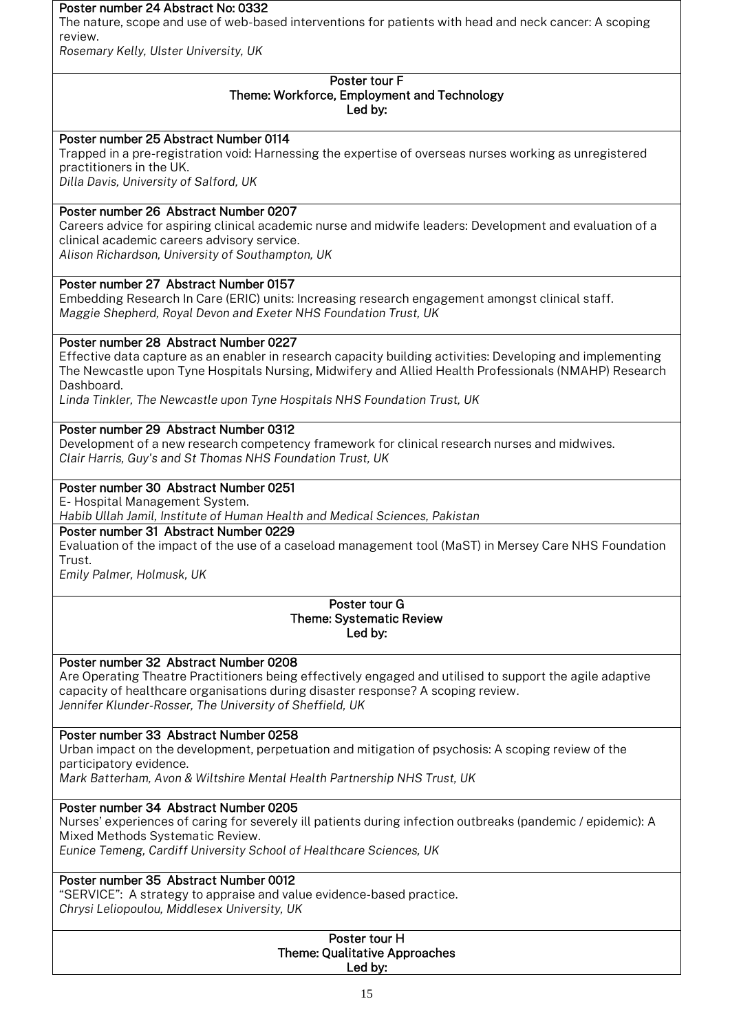**Poster number 24 Abstract No: 0332**
The nature, scope and use of web-based interventions for patients with head and neck cancer: A scoping review.
*Rosemary Kelly, Ulster University, UK*

**Poster tour F**
**Theme: Workforce, Employment and Technology**
**Led by:**

**Poster number 25 Abstract Number 0114**
Trapped in a pre-registration void: Harnessing the expertise of overseas nurses working as unregistered practitioners in the UK.
*Dilla Davis, University of Salford, UK*

**Poster number 26 Abstract Number 0207**
Careers advice for aspiring clinical academic nurse and midwife leaders: Development and evaluation of a clinical academic careers advisory service.
*Alison Richardson, University of Southampton, UK*

**Poster number 27 Abstract Number 0157**
Embedding Research In Care (ERIC) units: Increasing research engagement amongst clinical staff.
*Maggie Shepherd, Royal Devon and Exeter NHS Foundation Trust, UK*

**Poster number 28 Abstract Number 0227**
Effective data capture as an enabler in research capacity building activities: Developing and implementing The Newcastle upon Tyne Hospitals Nursing, Midwifery and Allied Health Professionals (NMAHP) Research Dashboard.
*Linda Tinkler, The Newcastle upon Tyne Hospitals NHS Foundation Trust, UK*

**Poster number 29 Abstract Number 0312**
Development of a new research competency framework for clinical research nurses and midwives.
*Clair Harris, Guy's and St Thomas NHS Foundation Trust, UK*

**Poster number 30 Abstract Number 0251**
E- Hospital Management System.
*Habib Ullah Jamil, Institute of Human Health and Medical Sciences, Pakistan*

**Poster number 31 Abstract Number 0229**
Evaluation of the impact of the use of a caseload management tool (MaST) in Mersey Care NHS Foundation Trust.
*Emily Palmer, Holmusk, UK*

**Poster tour G**
**Theme: Systematic Review**
**Led by:**

**Poster number 32 Abstract Number 0208**
Are Operating Theatre Practitioners being effectively engaged and utilised to support the agile adaptive capacity of healthcare organisations during disaster response? A scoping review.
*Jennifer Klunder-Rosser, The University of Sheffield, UK*

**Poster number 33 Abstract Number 0258**
Urban impact on the development, perpetuation and mitigation of psychosis: A scoping review of the participatory evidence.
*Mark Batterham, Avon & Wiltshire Mental Health Partnership NHS Trust, UK*

**Poster number 34 Abstract Number 0205**
Nurses' experiences of caring for severely ill patients during infection outbreaks (pandemic / epidemic): A Mixed Methods Systematic Review.
*Eunice Temeng, Cardiff University School of Healthcare Sciences, UK*

**Poster number 35 Abstract Number 0012**
"SERVICE": A strategy to appraise and value evidence-based practice.
*Chrysi Leliopoulou, Middlesex University, UK*

**Poster tour H**
**Theme: Qualitative Approaches**
**Led by:**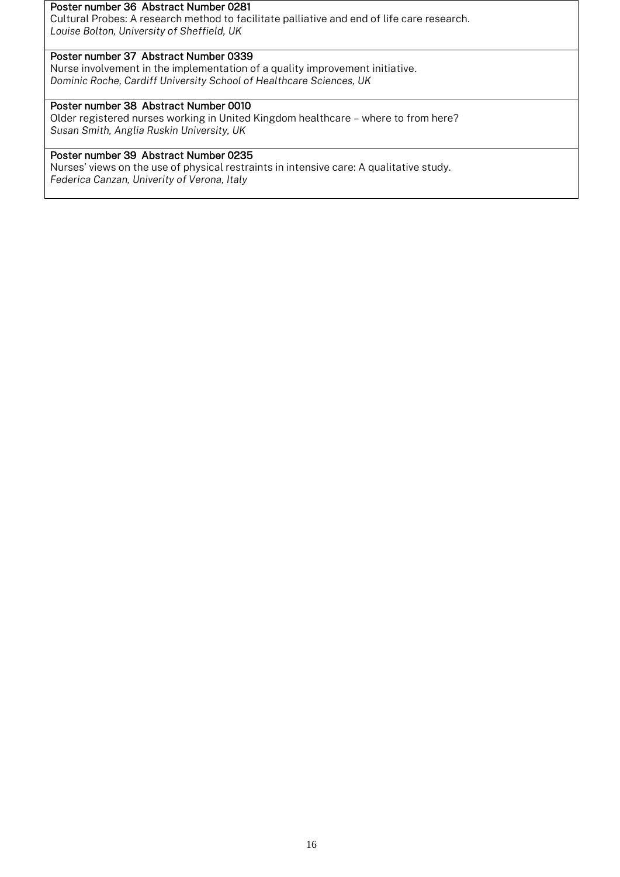**Poster number 36 Abstract Number 0281**
Cultural Probes: A research method to facilitate palliative and end of life care research.
*Louise Bolton, University of Sheffield, UK*

**Poster number 37 Abstract Number 0339**
Nurse involvement in the implementation of a quality improvement initiative.
*Dominic Roche, Cardiff University School of Healthcare Sciences, UK*

**Poster number 38 Abstract Number 0010**
Older registered nurses working in United Kingdom healthcare – where to from here?
*Susan Smith, Anglia Ruskin University, UK*

**Poster number 39 Abstract Number 0235**
Nurses' views on the use of physical restraints in intensive care: A qualitative study.
*Federica Canzan, Univerity of Verona, Italy*